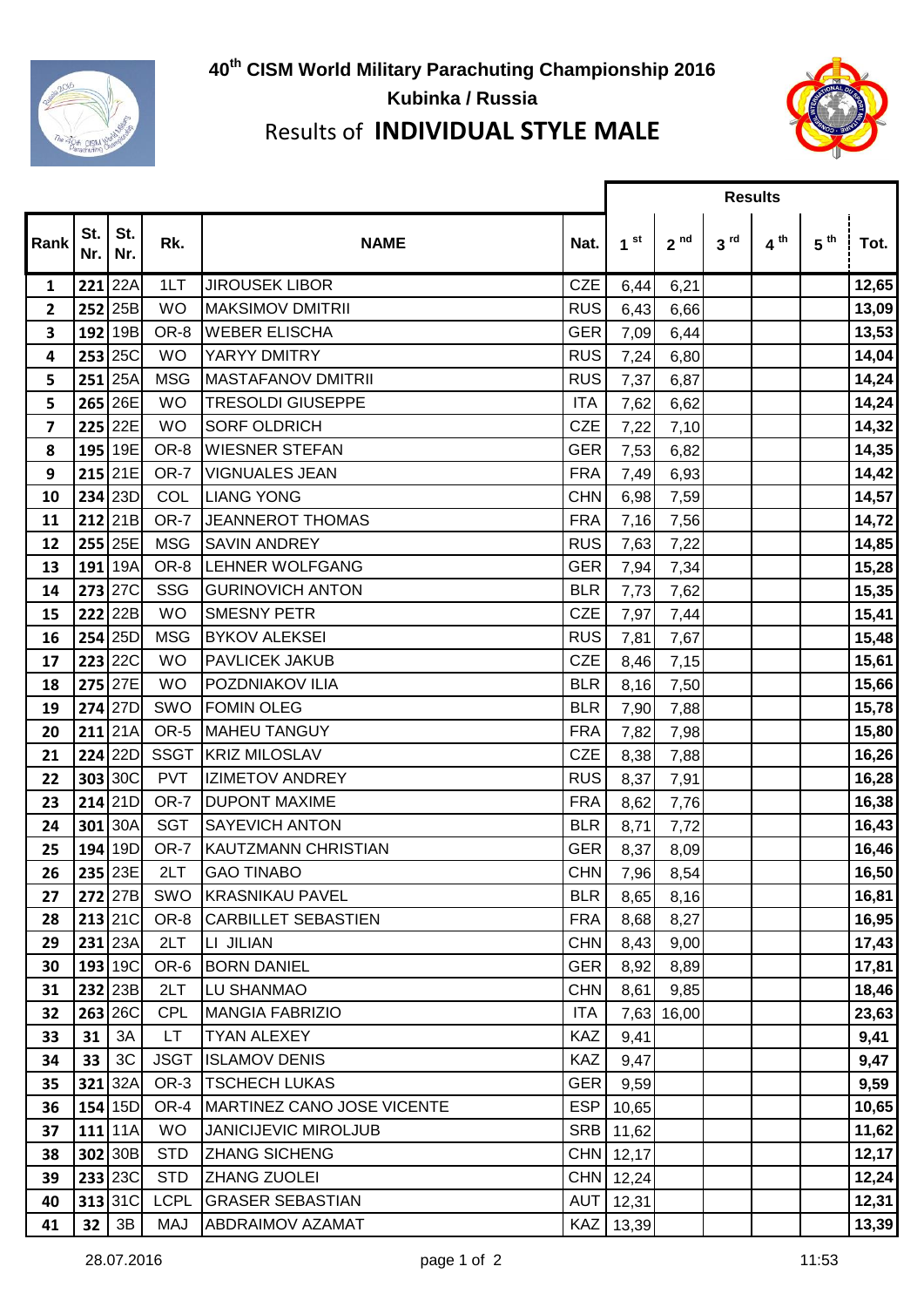# 40th CISM World Military Parachuting Championship 2016

## Kubinka / Russia

## Results of **INDIVIDUAL STYLE MALE**

| Rank | St. Nr. | St. Nr. | Rk. | NAME | Nat. | Results | | | | | |
|---|---|---|---|---|---|---|---|---|---|---|---|
| | | | | | | 1st | 2nd | 3rd | 4th | 5th | Tot. |
| 1 | 221 | 22A | 1LT | JIROUSEK LIBOR | CZE | 6,44 | 6,21 | | | | 12,65 |
| 2 | 252 | 25B | WO | MAKSIMOV DMITRII | RUS | 6,43 | 6,66 | | | | 13,09 |
| 3 | 192 | 19B | OR-8 | WEBER ELISCHA | GER | 7,09 | 6,44 | | | | 13,53 |
| 4 | 253 | 25C | WO | YARYY DMITRY | RUS | 7,24 | 6,80 | | | | 14,04 |
| 5 | 251 | 25A | MSG | MASTAFANOV DMITRII | RUS | 7,37 | 6,87 | | | | 14,24 |
| 5 | 265 | 26E | WO | TRESOLDI GIUSEPPE | ITA | 7,62 | 6,62 | | | | 14,24 |
| 7 | 225 | 22E | WO | SORF OLDRICH | CZE | 7,22 | 7,10 | | | | 14,32 |
| 8 | 195 | 19E | OR-8 | WIESNER STEFAN | GER | 7,53 | 6,82 | | | | 14,35 |
| 9 | 215 | 21E | OR-7 | VIGNUALES JEAN | FRA | 7,49 | 6,93 | | | | 14,42 |
| 10 | 234 | 23D | COL | LIANG YONG | CHN | 6,98 | 7,59 | | | | 14,57 |
| 11 | 212 | 21B | OR-7 | JEANNEROT THOMAS | FRA | 7,16 | 7,56 | | | | 14,72 |
| 12 | 255 | 25E | MSG | SAVIN ANDREY | RUS | 7,63 | 7,22 | | | | 14,85 |
| 13 | 191 | 19A | OR-8 | LEHNER WOLFGANG | GER | 7,94 | 7,34 | | | | 15,28 |
| 14 | 273 | 27C | SSG | GURINOVICH ANTON | BLR | 7,73 | 7,62 | | | | 15,35 |
| 15 | 222 | 22B | WO | SMESNY PETR | CZE | 7,97 | 7,44 | | | | 15,41 |
| 16 | 254 | 25D | MSG | BYKOV ALEKSEI | RUS | 7,81 | 7,67 | | | | 15,48 |
| 17 | 223 | 22C | WO | PAVLICEK JAKUB | CZE | 8,46 | 7,15 | | | | 15,61 |
| 18 | 275 | 27E | WO | POZDNIAKOV ILIA | BLR | 8,16 | 7,50 | | | | 15,66 |
| 19 | 274 | 27D | SWO | FOMIN OLEG | BLR | 7,90 | 7,88 | | | | 15,78 |
| 20 | 211 | 21A | OR-5 | MAHEU TANGUY | FRA | 7,82 | 7,98 | | | | 15,80 |
| 21 | 224 | 22D | SSGT | KRIZ MILOSLAV | CZE | 8,38 | 7,88 | | | | 16,26 |
| 22 | 303 | 30C | PVT | IZIMETOV ANDREY | RUS | 8,37 | 7,91 | | | | 16,28 |
| 23 | 214 | 21D | OR-7 | DUPONT MAXIME | FRA | 8,62 | 7,76 | | | | 16,38 |
| 24 | 301 | 30A | SGT | SAYEVICH ANTON | BLR | 8,71 | 7,72 | | | | 16,43 |
| 25 | 194 | 19D | OR-7 | KAUTZMANN CHRISTIAN | GER | 8,37 | 8,09 | | | | 16,46 |
| 26 | 235 | 23E | 2LT | GAO TINABO | CHN | 7,96 | 8,54 | | | | 16,50 |
| 27 | 272 | 27B | SWO | KRASNIKAU PAVEL | BLR | 8,65 | 8,16 | | | | 16,81 |
| 28 | 213 | 21C | OR-8 | CARBILLET SEBASTIEN | FRA | 8,68 | 8,27 | | | | 16,95 |
| 29 | 231 | 23A | 2LT | LI JILIAN | CHN | 8,43 | 9,00 | | | | 17,43 |
| 30 | 193 | 19C | OR-6 | BORN DANIEL | GER | 8,92 | 8,89 | | | | 17,81 |
| 31 | 232 | 23B | 2LT | LU SHANMAO | CHN | 8,61 | 9,85 | | | | 18,46 |
| 32 | 263 | 26C | CPL | MANGIA FABRIZIO | ITA | 7,63 | 16,00 | | | | 23,63 |
| 33 | 31 | 3A | LT | TYAN ALEXEY | KAZ | 9,41 | | | | | 9,41 |
| 34 | 33 | 3C | JSGT | ISLAMOV DENIS | KAZ | 9,47 | | | | | 9,47 |
| 35 | 321 | 32A | OR-3 | TSCHECH LUKAS | GER | 9,59 | | | | | 9,59 |
| 36 | 154 | 15D | OR-4 | MARTINEZ CANO JOSE VICENTE | ESP | 10,65 | | | | | 10,65 |
| 37 | 111 | 11A | WO | JANICIJEVIC MIROLJUB | SRB | 11,62 | | | | | 11,62 |
| 38 | 302 | 30B | STD | ZHANG SICHENG | CHN | 12,17 | | | | | 12,17 |
| 39 | 233 | 23C | STD | ZHANG ZUOLEI | CHN | 12,24 | | | | | 12,24 |
| 40 | 313 | 31C | LCPL | GRASER SEBASTIAN | AUT | 12,31 | | | | | 12,31 |
| 41 | 32 | 3B | MAJ | ABDRAIMOV AZAMAT | KAZ | 13,39 | | | | | 13,39 |

28.07.2016 11:53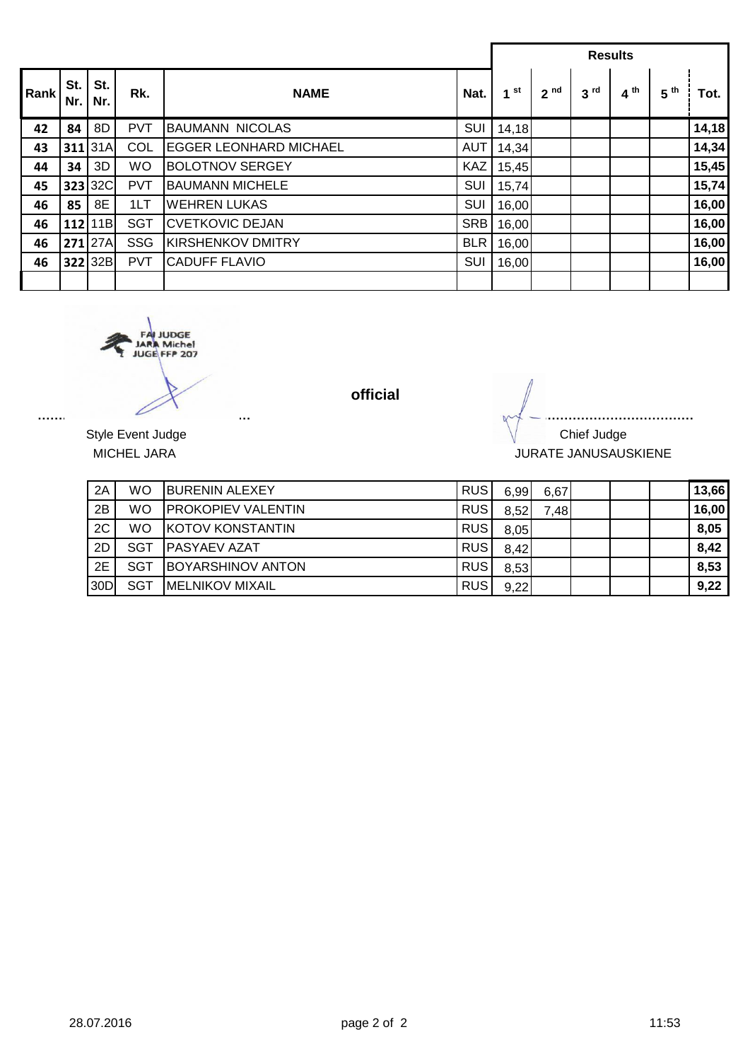| | | | | | | Results | | | | | |
|---|---|---|---|---|---|---|---|---|---|---|---|
| Rank | St. Nr. | St. Nr. | Rk. | NAME | Nat. | 1 st | 2 nd | 3 rd | 4 th | 5 th | Tot. |
| 42 | 84 | 8D | PVT | BAUMANN NICOLAS | SUI | 14,18 | | | | | 14,18 |
| 43 | 311 | 31A | COL | EGGER LEONHARD MICHAEL | AUT | 14,34 | | | | | 14,34 |
| 44 | 34 | 3D | WO | BOLOTNOV SERGEY | KAZ | 15,45 | | | | | 15,45 |
| 45 | 323 | 32C | PVT | BAUMANN MICHELE | SUI | 15,74 | | | | | 15,74 |
| 46 | 85 | 8E | 1LT | WEHREN LUKAS | SUI | 16,00 | | | | | 16,00 |
| 46 | 112 | 11B | SGT | CVETKOVIC DEJAN | SRB | 16,00 | | | | | 16,00 |
| 46 | 271 | 27A | SSG | KIRSHENKOV DMITRY | BLR | 16,00 | | | | | 16,00 |
| 46 | 322 | 32B | PVT | CADUFF FLAVIO | SUI | 16,00 | | | | | 16,00 |

FAI JUDGE
JARA Michel
JUGE FFP 207

**official**

Style Event Judge
MICHEL JARA

Chief Judge
JURATE JANUSAUSKIENE

| | | | | | | | | | |
|---|---|---|---|---|---|---|---|---|---|
| 2A | WO | BURENIN ALEXEY | RUS | 6,99 | 6,67 | | | | 13,66 |
| 2B | WO | PROKOPIEV VALENTIN | RUS | 8,52 | 7,48 | | | | 16,00 |
| 2C | WO | KOTOV KONSTANTIN | RUS | 8,05 | | | | | 8,05 |
| 2D | SGT | PASYAEV AZAT | RUS | 8,42 | | | | | 8,42 |
| 2E | SGT | BOYARSHINOV ANTON | RUS | 8,53 | | | | | 8,53 |
| 30D | SGT | MELNIKOV MIXAIL | RUS | 9,22 | | | | | 9,22 |

28.07.2016 11:53